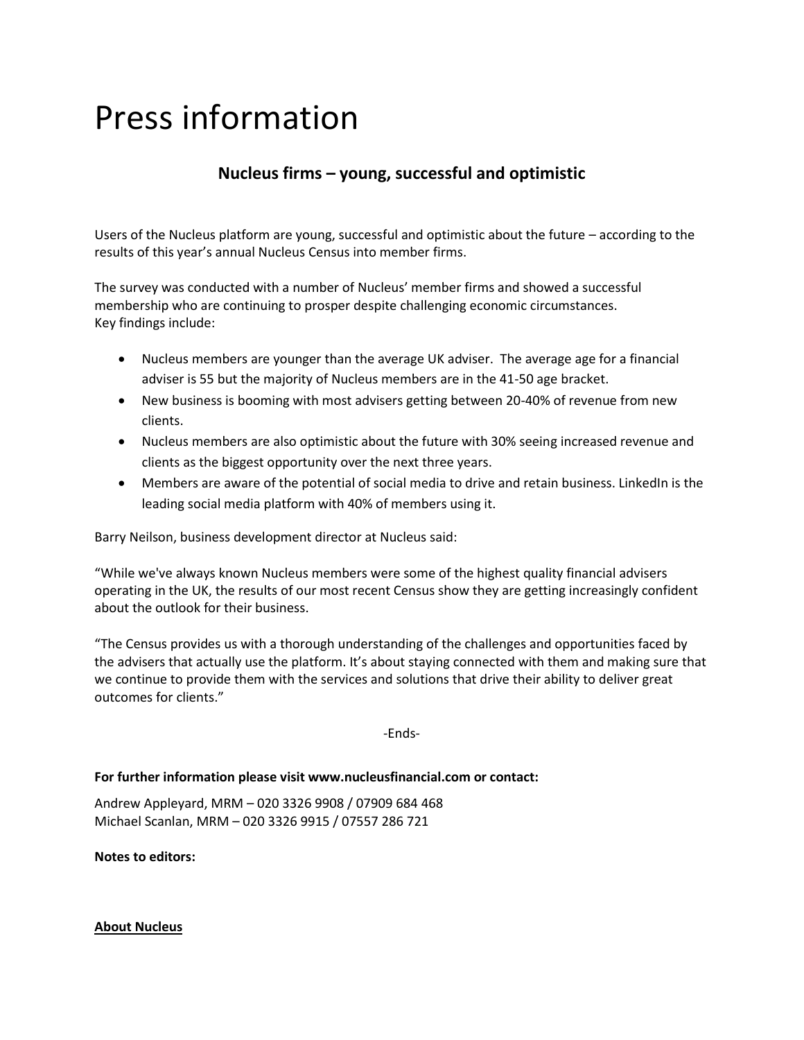# Press information

## Nucleus firms – young, successful and optimistic

Users of the Nucleus platform are young, successful and optimistic about the future – according to the results of this year's annual Nucleus Census into member firms.

The survey was conducted with a number of Nucleus' member firms and showed a successful membership who are continuing to prosper despite challenging economic circumstances.
Key findings include:

- Nucleus members are younger than the average UK adviser. The average age for a financial adviser is 55 but the majority of Nucleus members are in the 41-50 age bracket.
- New business is booming with most advisers getting between 20-40% of revenue from new clients.
- Nucleus members are also optimistic about the future with 30% seeing increased revenue and clients as the biggest opportunity over the next three years.
- Members are aware of the potential of social media to drive and retain business. LinkedIn is the leading social media platform with 40% of members using it.

Barry Neilson, business development director at Nucleus said:

"While we've always known Nucleus members were some of the highest quality financial advisers operating in the UK, the results of our most recent Census show they are getting increasingly confident about the outlook for their business.

"The Census provides us with a thorough understanding of the challenges and opportunities faced by the advisers that actually use the platform. It's about staying connected with them and making sure that we continue to provide them with the services and solutions that drive their ability to deliver great outcomes for clients."

-Ends-

**For further information please visit www.nucleusfinancial.com or contact:**

Andrew Appleyard, MRM – 020 3326 9908 / 07909 684 468
Michael Scanlan, MRM – 020 3326 9915 / 07557 286 721

**Notes to editors:**

**About Nucleus**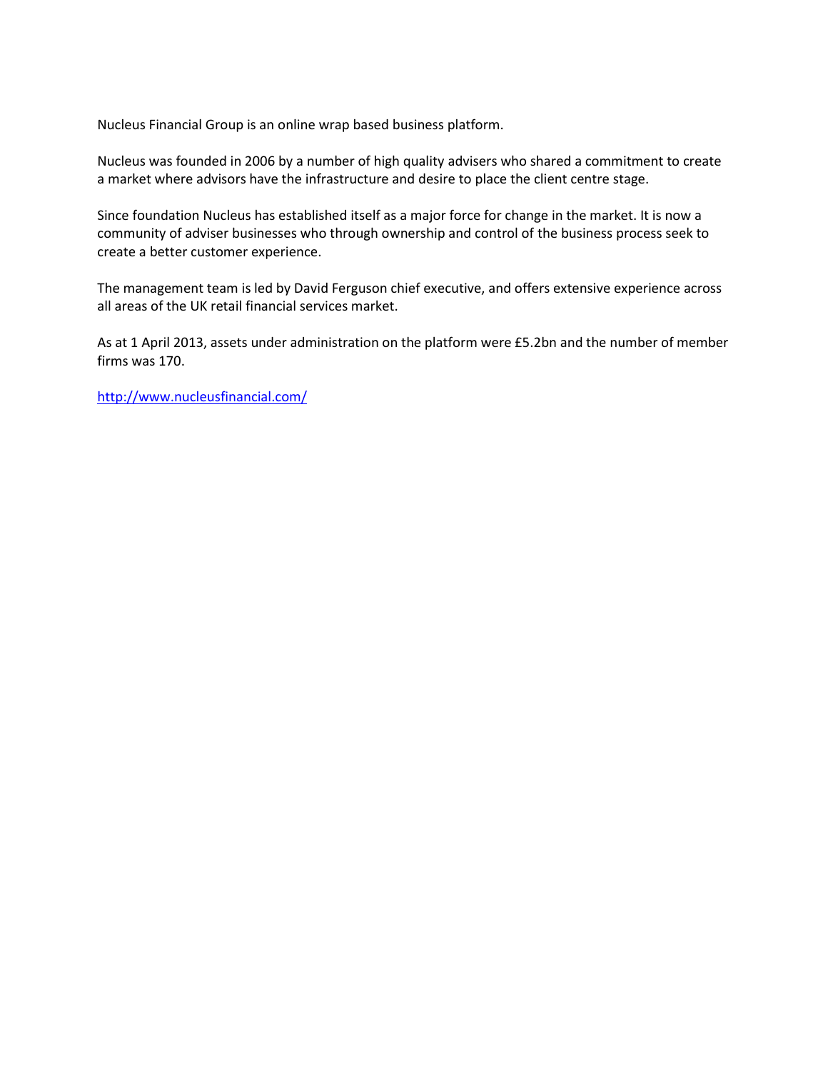Nucleus Financial Group is an online wrap based business platform.

Nucleus was founded in 2006 by a number of high quality advisers who shared a commitment to create a market where advisors have the infrastructure and desire to place the client centre stage.

Since foundation Nucleus has established itself as a major force for change in the market. It is now a community of adviser businesses who through ownership and control of the business process seek to create a better customer experience.

The management team is led by David Ferguson chief executive, and offers extensive experience across all areas of the UK retail financial services market.

As at 1 April 2013, assets under administration on the platform were £5.2bn and the number of member firms was 170.

http://www.nucleusfinancial.com/